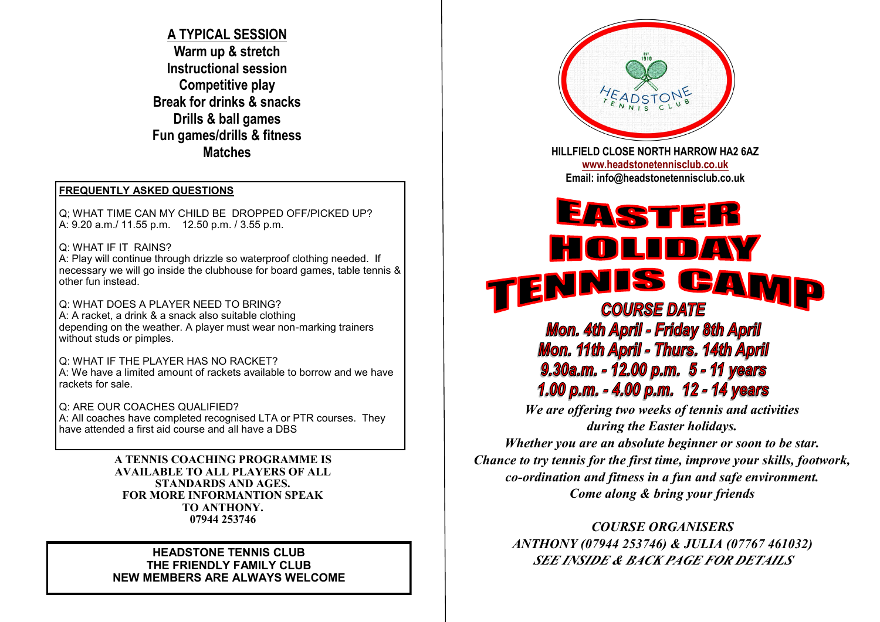## A TYPICAL SESSION

**Warm up & stretch**
**Instructional session**
**Competitive play**
**Break for drinks & snacks**
**Drills & ball games**
**Fun games/drills & fitness**
**Matches**

**FREQUENTLY ASKED QUESTIONS**

Q; WHAT TIME CAN MY CHILD BE DROPPED OFF/PICKED UP?
A: 9.20 a.m./ 11.55 p.m. 12.50 p.m. / 3.55 p.m.

Q: WHAT IF IT RAINS?
A: Play will continue through drizzle so waterproof clothing needed. If necessary we will go inside the clubhouse for board games, table tennis & other fun instead.

Q: WHAT DOES A PLAYER NEED TO BRING?
A: A racket, a drink & a snack also suitable clothing depending on the weather. A player must wear non-marking trainers without studs or pimples.

Q: WHAT IF THE PLAYER HAS NO RACKET?
A: We have a limited amount of rackets available to borrow and we have rackets for sale.

Q: ARE OUR COACHES QUALIFIED?
A: All coaches have completed recognised LTA or PTR courses. They have attended a first aid course and all have a DBS

**A TENNIS COACHING PROGRAMME IS AVAILABLE TO ALL PLAYERS OF ALL STANDARDS AND AGES. FOR MORE INFORMANTION SPEAK TO ANTHONY. 07944 253746**

**HEADSTONE TENNIS CLUB**
**THE FRIENDLY FAMILY CLUB**
**NEW MEMBERS ARE ALWAYS WELCOME**

EST 1910
HEADSTONE TENNIS CLUB

**HILLFIELD CLOSE NORTH HARROW HA2 6AZ**
**www.headstonetennisclub.co.uk**
**Email: info@headstonetennisclub.co.uk**

# EASTER HOLIDAY TENNIS CAMP

## COURSE DATE

***Mon. 4th April - Friday 8th April***
***Mon. 11th April - Thurs. 14th April***
***9.30a.m. - 12.00 p.m. 5 - 11 years***
***1.00 p.m. - 4.00 p.m. 12 - 14 years***

*We are offering two weeks of tennis and activities during the Easter holidays.*
*Whether you are an absolute beginner or soon to be star.*
*Chance to try tennis for the first time, improve your skills, footwork, co-ordination and fitness in a fun and safe environment.*
*Come along & bring your friends*

*COURSE ORGANISERS*
*ANTHONY (07944 253746) & JULIA (07767 461032)*
***SEE INSIDE & BACK PAGE FOR DETAILS***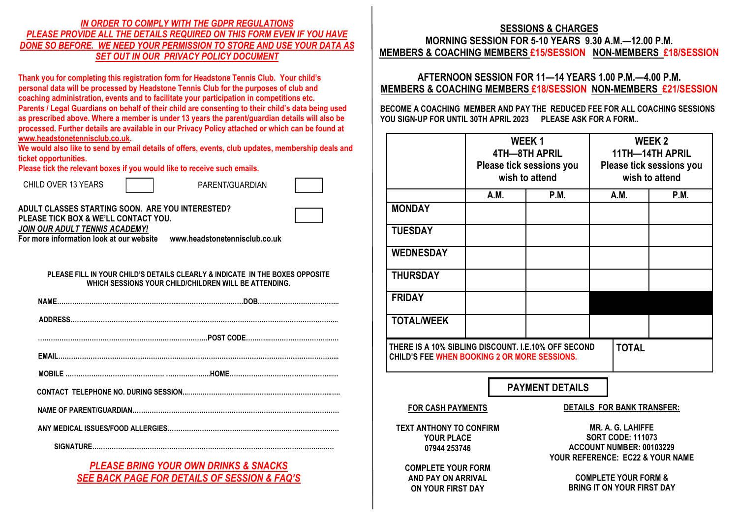***IN ORDER TO COMPLY WITH THE GDPR REGULATIONS***
***PLEASE PROVIDE ALL THE DETAILS REQUIRED ON THIS FORM EVEN IF YOU HAVE DONE SO BEFORE. WE NEED YOUR PERMISSION TO STORE AND USE YOUR DATA AS SET OUT IN OUR PRIVACY POLICY DOCUMENT***

**Thank you for completing this registration form for Headstone Tennis Club. Your child's personal data will be processed by Headstone Tennis Club for the purposes of club and coaching administration, events and to facilitate your participation in competitions etc. Parents / Legal Guardians on behalf of their child are consenting to their child's data being used as prescribed above. Where a member is under 13 years the parent/guardian details will also be processed. Further details are available in our Privacy Policy attached or which can be found at www.headstonetennisclub.co.uk.**
**We would also like to send by email details of offers, events, club updates, membership deals and ticket opportunities.**
**Please tick the relevant boxes if you would like to receive such emails.**

CHILD OVER 13 YEARS ☐ PARENT/GUARDIAN ☐

**ADULT CLASSES STARTING SOON. ARE YOU INTERESTED?** ☐
**PLEASE TICK BOX & WE'LL CONTACT YOU.**
***JOIN OUR ADULT TENNIS ACADEMY!***
**For more information look at our website www.headstonetennisclub.co.uk**

**PLEASE FILL IN YOUR CHILD'S DETAILS CLEARLY & INDICATE IN THE BOXES OPPOSITE WHICH SESSIONS YOUR CHILD/CHILDREN WILL BE ATTENDING.**

**NAME**……………………………………………………………………**DOB**………………………………

**ADDRESS**…………………………………………………………………………………………………

……………………………………………………………………**POST CODE**………………………………

**EMAIL**……………………………………………………………………………………………………

**MOBILE** ………………………………………… ………………..**HOME**…………………………………………

**CONTACT TELEPHONE NO. DURING SESSION**…………………………………………………………

**NAME OF PARENT/GUARDIAN**………………………………………………………………………

**ANY MEDICAL ISSUES/FOOD ALLERGIES**………………………………………………………………

**SIGNATURE**………………………………………………………………………………………………

***PLEASE BRING YOUR OWN DRINKS & SNACKS***
***SEE BACK PAGE FOR DETAILS OF SESSION & FAQ'S***

## SESSIONS & CHARGES

**MORNING SESSION FOR 5-10 YEARS 9.30 A.M.—12.00 P.M.**
**MEMBERS & COACHING MEMBERS £15/SESSION NON-MEMBERS £18/SESSION**

**AFTERNOON SESSION FOR 11—14 YEARS 1.00 P.M.—4.00 P.M.**
**MEMBERS & COACHING MEMBERS £18/SESSION NON-MEMBERS £21/SESSION**

**BECOME A COACHING MEMBER AND PAY THE REDUCED FEE FOR ALL COACHING SESSIONS YOU SIGN-UP FOR UNTIL 30TH APRIL 2023 PLEASE ASK FOR A FORM..**

| | WEEK 1 4TH—8TH APRIL Please tick sessions you wish to attend | | WEEK 2 11TH—14TH APRIL Please tick sessions you wish to attend | |
|---|---|---|---|---|
| | A.M. | P.M. | A.M. | P.M. |
| MONDAY | | | | |
| TUESDAY | | | | |
| WEDNESDAY | | | | |
| THURSDAY | | | | |
| FRIDAY | | | | |
| TOTAL/WEEK | | | | |
| THERE IS A 10% SIBLING DISCOUNT. I.E.10% OFF SECOND CHILD'S FEE WHEN BOOKING 2 OR MORE SESSIONS. | | | TOTAL | |

## PAYMENT DETAILS

**FOR CASH PAYMENTS**

**TEXT ANTHONY TO CONFIRM YOUR PLACE**
**07944 253746**

**COMPLETE YOUR FORM AND PAY ON ARRIVAL ON YOUR FIRST DAY**

**DETAILS FOR BANK TRANSFER:**

**MR. A. G. LAHIFFE**
**SORT CODE: 111073**
**ACCOUNT NUMBER: 00103229**
**YOUR REFERENCE: EC22 & YOUR NAME**

**COMPLETE YOUR FORM & BRING IT ON YOUR FIRST DAY**